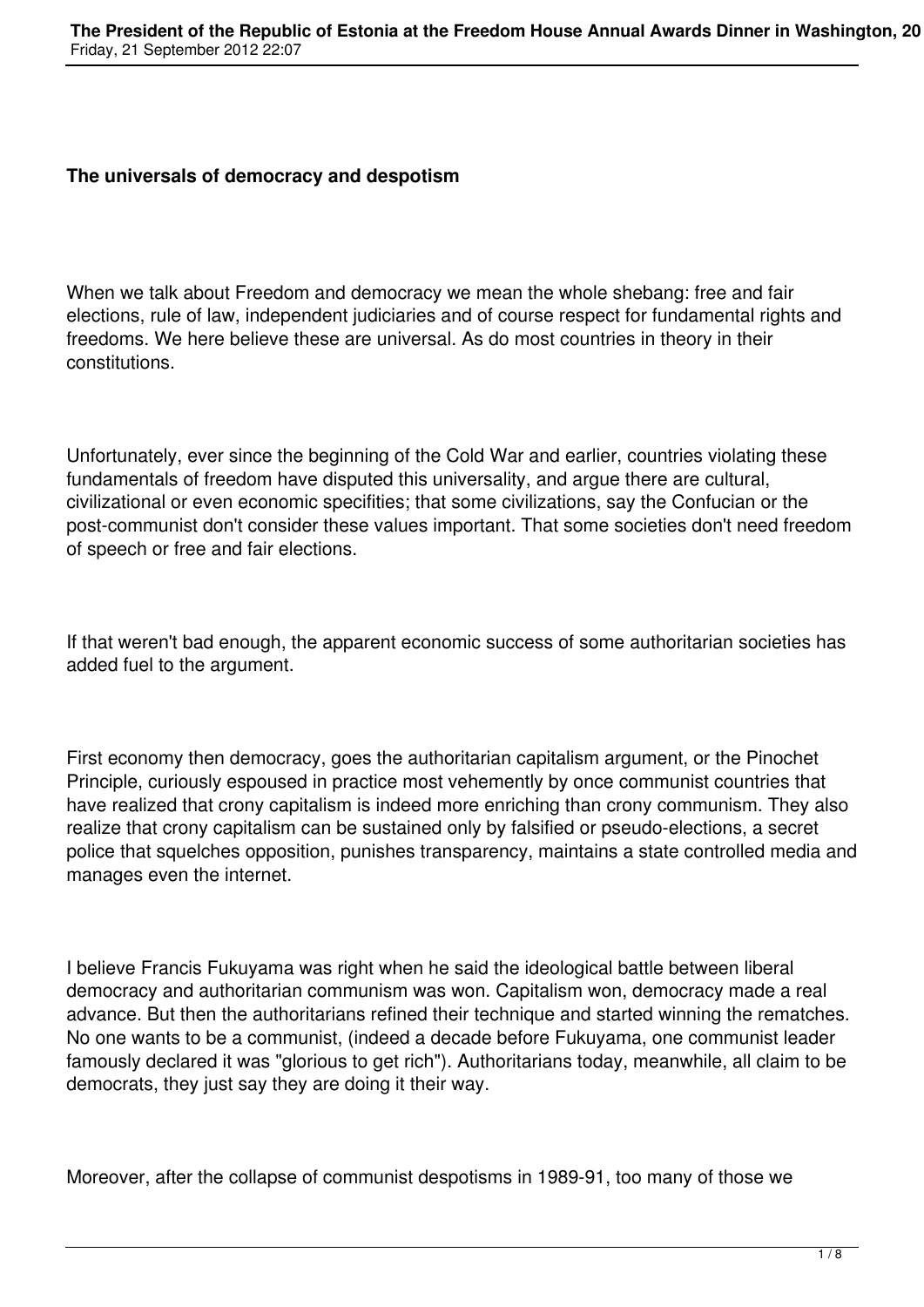**The universals of democracy and despotism**

When we talk about Freedom and democracy we mean the whole shebang: free and fair elections, rule of law, independent judiciaries and of course respect for fundamental rights and freedoms. We here believe these are universal. As do most countries in theory in their constitutions.

Unfortunately, ever since the beginning of the Cold War and earlier, countries violating these fundamentals of freedom have disputed this universality, and argue there are cultural, civilizational or even economic specifities; that some civilizations, say the Confucian or the post-communist don't consider these values important. That some societies don't need freedom of speech or free and fair elections.

If that weren't bad enough, the apparent economic success of some authoritarian societies has added fuel to the argument.

First economy then democracy, goes the authoritarian capitalism argument, or the Pinochet Principle, curiously espoused in practice most vehemently by once communist countries that have realized that crony capitalism is indeed more enriching than crony communism. They also realize that crony capitalism can be sustained only by falsified or pseudo-elections, a secret police that squelches opposition, punishes transparency, maintains a state controlled media and manages even the internet.

I believe Francis Fukuyama was right when he said the ideological battle between liberal democracy and authoritarian communism was won. Capitalism won, democracy made a real advance. But then the authoritarians refined their technique and started winning the rematches. No one wants to be a communist, (indeed a decade before Fukuyama, one communist leader famously declared it was "glorious to get rich"). Authoritarians today, meanwhile, all claim to be democrats, they just say they are doing it their way.

Moreover, after the collapse of communist despotisms in 1989-91, too many of those we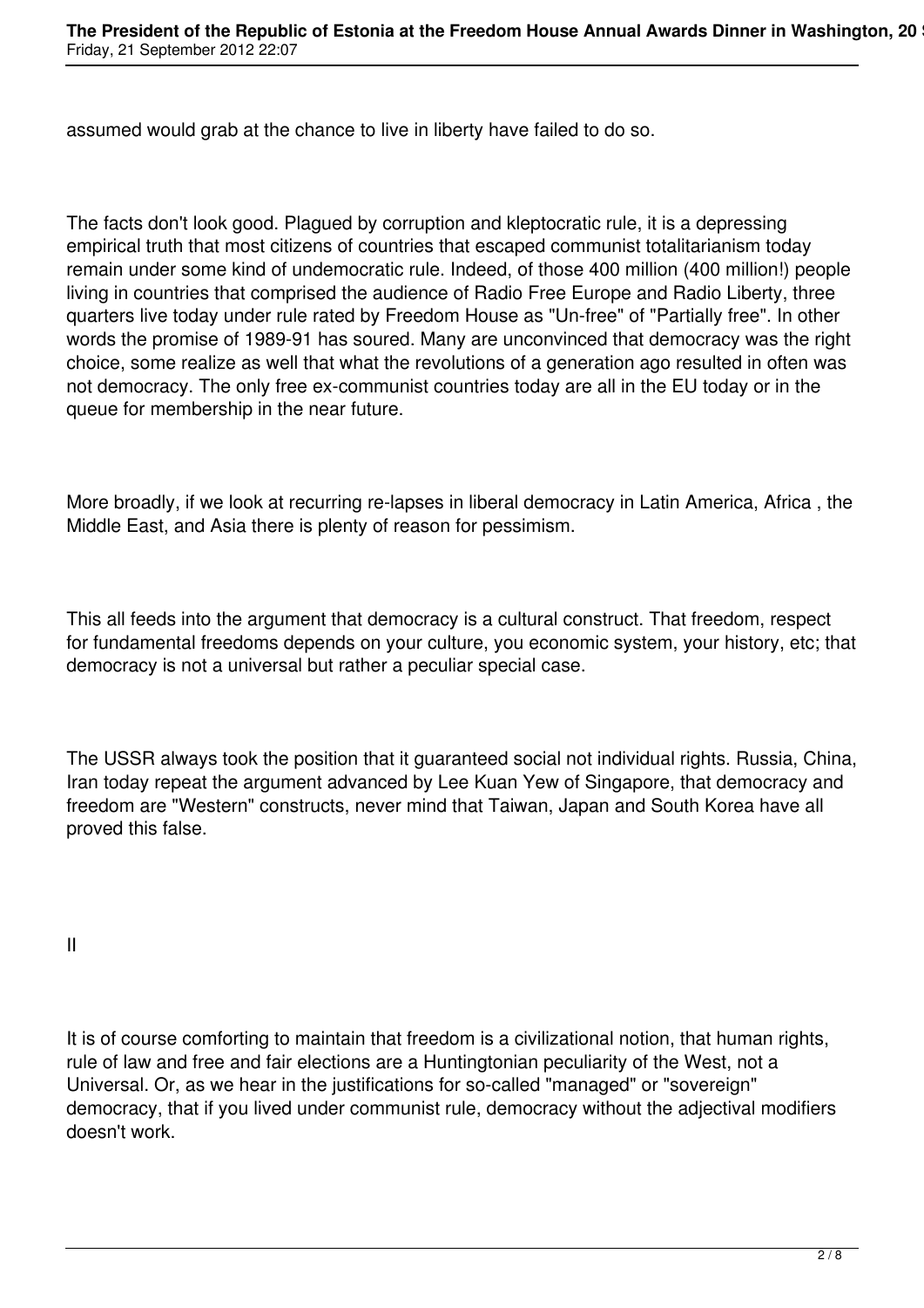assumed would grab at the chance to live in liberty have failed to do so.

The facts don't look good. Plagued by corruption and kleptocratic rule, it is a depressing empirical truth that most citizens of countries that escaped communist totalitarianism today remain under some kind of undemocratic rule. Indeed, of those 400 million (400 million!) people living in countries that comprised the audience of Radio Free Europe and Radio Liberty, three quarters live today under rule rated by Freedom House as "Un-free" of "Partially free". In other words the promise of 1989-91 has soured. Many are unconvinced that democracy was the right choice, some realize as well that what the revolutions of a generation ago resulted in often was not democracy. The only free ex-communist countries today are all in the EU today or in the queue for membership in the near future.

More broadly, if we look at recurring re-lapses in liberal democracy in Latin America, Africa , the Middle East, and Asia there is plenty of reason for pessimism.

This all feeds into the argument that democracy is a cultural construct. That freedom, respect for fundamental freedoms depends on your culture, you economic system, your history, etc; that democracy is not a universal but rather a peculiar special case.

The USSR always took the position that it guaranteed social not individual rights. Russia, China, Iran today repeat the argument advanced by Lee Kuan Yew of Singapore, that democracy and freedom are "Western" constructs, never mind that Taiwan, Japan and South Korea have all proved this false.

## II

It is of course comforting to maintain that freedom is a civilizational notion, that human rights, rule of law and free and fair elections are a Huntingtonian peculiarity of the West, not a Universal. Or, as we hear in the justifications for so-called "managed" or "sovereign" democracy, that if you lived under communist rule, democracy without the adjectival modifiers doesn't work.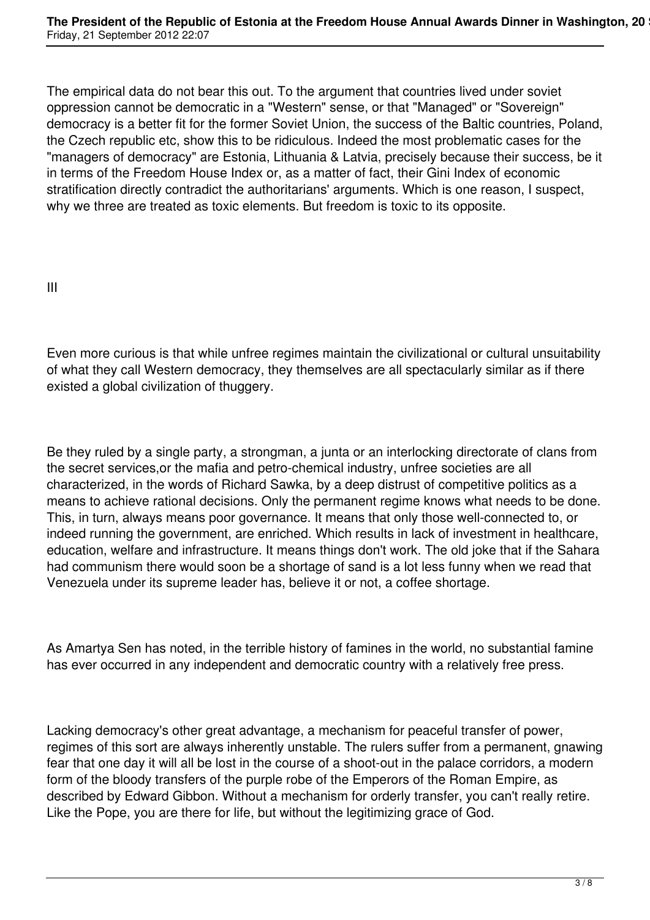The empirical data do not bear this out. To the argument that countries lived under soviet oppression cannot be democratic in a "Western" sense, or that "Managed" or "Sovereign" democracy is a better fit for the former Soviet Union, the success of the Baltic countries, Poland, the Czech republic etc, show this to be ridiculous. Indeed the most problematic cases for the "managers of democracy" are Estonia, Lithuania & Latvia, precisely because their success, be it in terms of the Freedom House Index or, as a matter of fact, their Gini Index of economic stratification directly contradict the authoritarians' arguments. Which is one reason, I suspect, why we three are treated as toxic elements. But freedom is toxic to its opposite.

## III

Even more curious is that while unfree regimes maintain the civilizational or cultural unsuitability of what they call Western democracy, they themselves are all spectacularly similar as if there existed a global civilization of thuggery.

Be they ruled by a single party, a strongman, a junta or an interlocking directorate of clans from the secret services,or the mafia and petro-chemical industry, unfree societies are all characterized, in the words of Richard Sawka, by a deep distrust of competitive politics as a means to achieve rational decisions. Only the permanent regime knows what needs to be done. This, in turn, always means poor governance. It means that only those well-connected to, or indeed running the government, are enriched. Which results in lack of investment in healthcare, education, welfare and infrastructure. It means things don't work. The old joke that if the Sahara had communism there would soon be a shortage of sand is a lot less funny when we read that Venezuela under its supreme leader has, believe it or not, a coffee shortage.

As Amartya Sen has noted, in the terrible history of famines in the world, no substantial famine has ever occurred in any independent and democratic country with a relatively free press.

Lacking democracy's other great advantage, a mechanism for peaceful transfer of power, regimes of this sort are always inherently unstable. The rulers suffer from a permanent, gnawing fear that one day it will all be lost in the course of a shoot-out in the palace corridors, a modern form of the bloody transfers of the purple robe of the Emperors of the Roman Empire, as described by Edward Gibbon. Without a mechanism for orderly transfer, you can't really retire. Like the Pope, you are there for life, but without the legitimizing grace of God.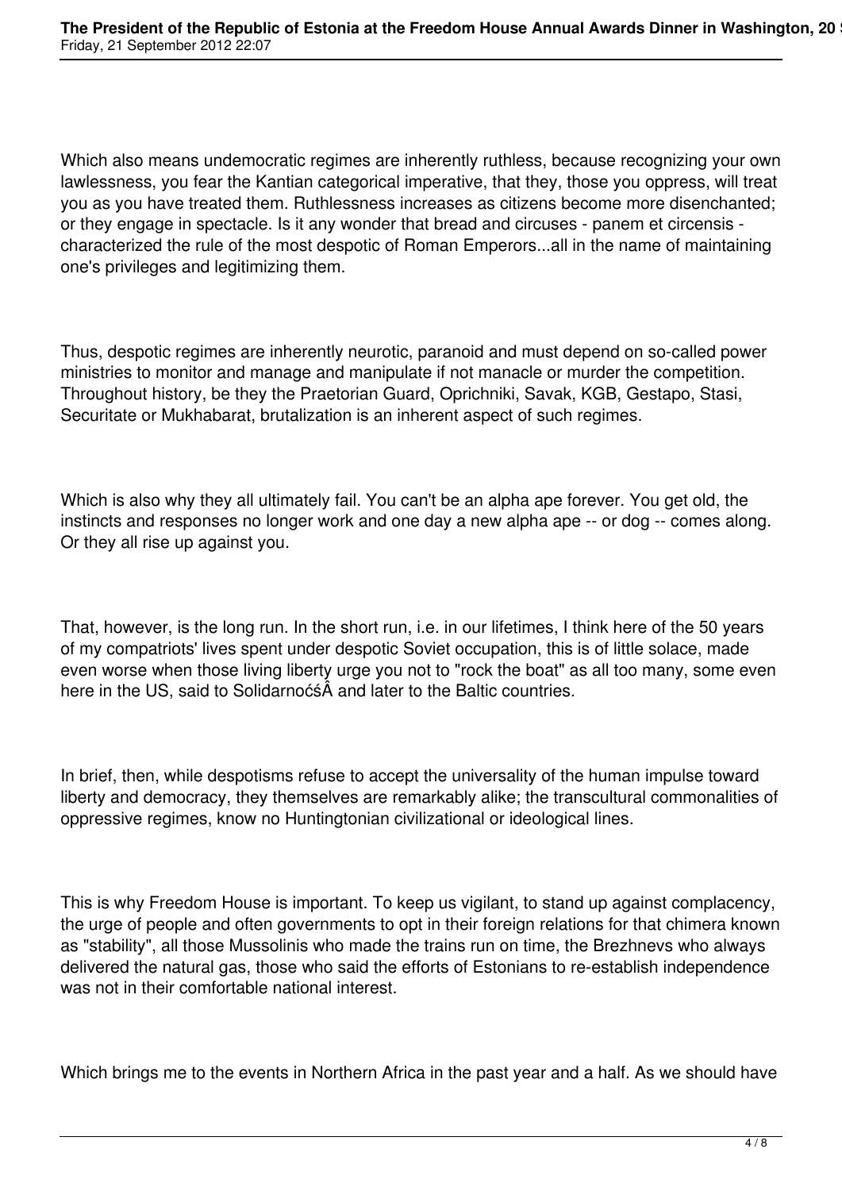Which also means undemocratic regimes are inherently ruthless, because recognizing your own lawlessness, you fear the Kantian categorical imperative, that they, those you oppress, will treat you as you have treated them. Ruthlessness increases as citizens become more disenchanted; or they engage in spectacle. Is it any wonder that bread and circuses - panem et circensis - characterized the rule of the most despotic of Roman Emperors...all in the name of maintaining one's privileges and legitimizing them.

Thus, despotic regimes are inherently neurotic, paranoid and must depend on so-called power ministries to monitor and manage and manipulate if not manacle or murder the competition. Throughout history, be they the Praetorian Guard, Oprichniki, Savak, KGB, Gestapo, Stasi, Securitate or Mukhabarat, brutalization is an inherent aspect of such regimes.

Which is also why they all ultimately fail. You can't be an alpha ape forever. You get old, the instincts and responses no longer work and one day a new alpha ape -- or dog -- comes along. Or they all rise up against you.

That, however, is the long run. In the short run, i.e. in our lifetimes, I think here of the 50 years of my compatriots' lives spent under despotic Soviet occupation, this is of little solace, made even worse when those living liberty urge you not to "rock the boat" as all too many, some even here in the US, said to SolidarnoćśÂ and later to the Baltic countries.

In brief, then, while despotisms refuse to accept the universality of the human impulse toward liberty and democracy, they themselves are remarkably alike; the transcultural commonalities of oppressive regimes, know no Huntingtonian civilizational or ideological lines.

This is why Freedom House is important. To keep us vigilant, to stand up against complacency, the urge of people and often governments to opt in their foreign relations for that chimera known as "stability", all those Mussolinis who made the trains run on time, the Brezhnevs who always delivered the natural gas, those who said the efforts of Estonians to re-establish independence was not in their comfortable national interest.

Which brings me to the events in Northern Africa in the past year and a half. As we should have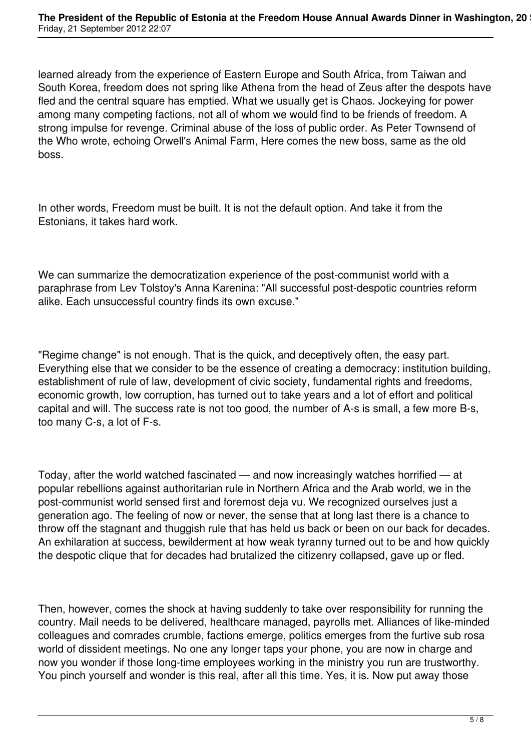learned already from the experience of Eastern Europe and South Africa, from Taiwan and South Korea, freedom does not spring like Athena from the head of Zeus after the despots have fled and the central square has emptied. What we usually get is Chaos. Jockeying for power among many competing factions, not all of whom we would find to be friends of freedom. A strong impulse for revenge. Criminal abuse of the loss of public order. As Peter Townsend of the Who wrote, echoing Orwell's Animal Farm, Here comes the new boss, same as the old boss.

In other words, Freedom must be built. It is not the default option. And take it from the Estonians, it takes hard work.

We can summarize the democratization experience of the post-communist world with a paraphrase from Lev Tolstoy's Anna Karenina: "All successful post-despotic countries reform alike. Each unsuccessful country finds its own excuse."

"Regime change" is not enough. That is the quick, and deceptively often, the easy part. Everything else that we consider to be the essence of creating a democracy: institution building, establishment of rule of law, development of civic society, fundamental rights and freedoms, economic growth, low corruption, has turned out to take years and a lot of effort and political capital and will. The success rate is not too good, the number of A-s is small, a few more B-s, too many C-s, a lot of F-s.

Today, after the world watched fascinated — and now increasingly watches horrified — at popular rebellions against authoritarian rule in Northern Africa and the Arab world, we in the post-communist world sensed first and foremost deja vu. We recognized ourselves just a generation ago. The feeling of now or never, the sense that at long last there is a chance to throw off the stagnant and thuggish rule that has held us back or been on our back for decades. An exhilaration at success, bewilderment at how weak tyranny turned out to be and how quickly the despotic clique that for decades had brutalized the citizenry collapsed, gave up or fled.

Then, however, comes the shock at having suddenly to take over responsibility for running the country. Mail needs to be delivered, healthcare managed, payrolls met. Alliances of like-minded colleagues and comrades crumble, factions emerge, politics emerges from the furtive sub rosa world of dissident meetings. No one any longer taps your phone, you are now in charge and now you wonder if those long-time employees working in the ministry you run are trustworthy. You pinch yourself and wonder is this real, after all this time. Yes, it is. Now put away those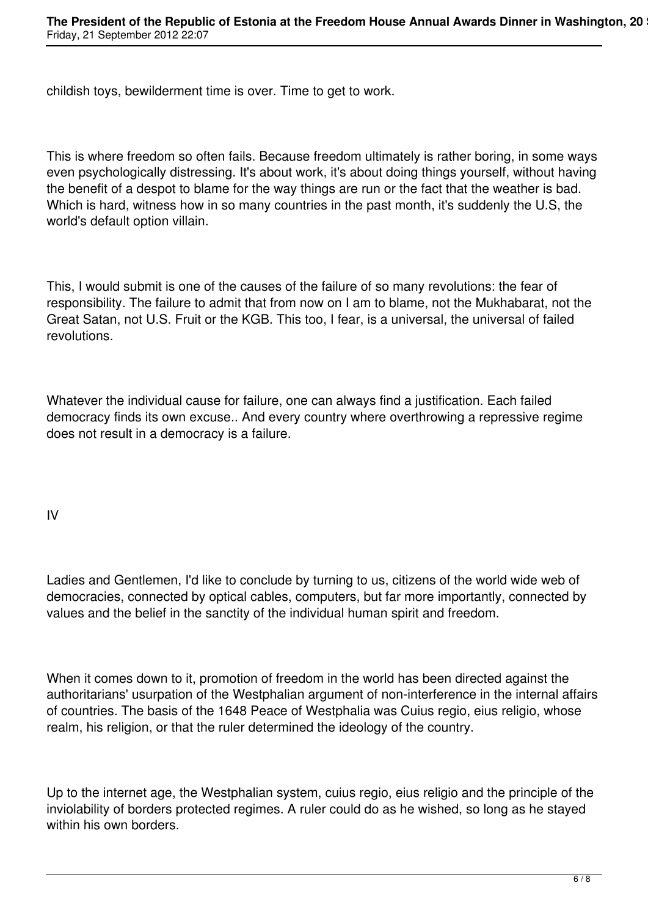childish toys, bewilderment time is over. Time to get to work.

This is where freedom so often fails. Because freedom ultimately is rather boring, in some ways even psychologically distressing. It's about work, it's about doing things yourself, without having the benefit of a despot to blame for the way things are run or the fact that the weather is bad. Which is hard, witness how in so many countries in the past month, it's suddenly the U.S, the world's default option villain.

This, I would submit is one of the causes of the failure of so many revolutions: the fear of responsibility. The failure to admit that from now on I am to blame, not the Mukhabarat, not the Great Satan, not U.S. Fruit or the KGB. This too, I fear, is a universal, the universal of failed revolutions.

Whatever the individual cause for failure, one can always find a justification. Each failed democracy finds its own excuse.. And every country where overthrowing a repressive regime does not result in a democracy is a failure.

IV

Ladies and Gentlemen, I'd like to conclude by turning to us, citizens of the world wide web of democracies, connected by optical cables, computers, but far more importantly, connected by values and the belief in the sanctity of the individual human spirit and freedom.

When it comes down to it, promotion of freedom in the world has been directed against the authoritarians' usurpation of the Westphalian argument of non-interference in the internal affairs of countries. The basis of the 1648 Peace of Westphalia was Cuius regio, eius religio, whose realm, his religion, or that the ruler determined the ideology of the country.

Up to the internet age, the Westphalian system, cuius regio, eius religio and the principle of the inviolability of borders protected regimes. A ruler could do as he wished, so long as he stayed within his own borders.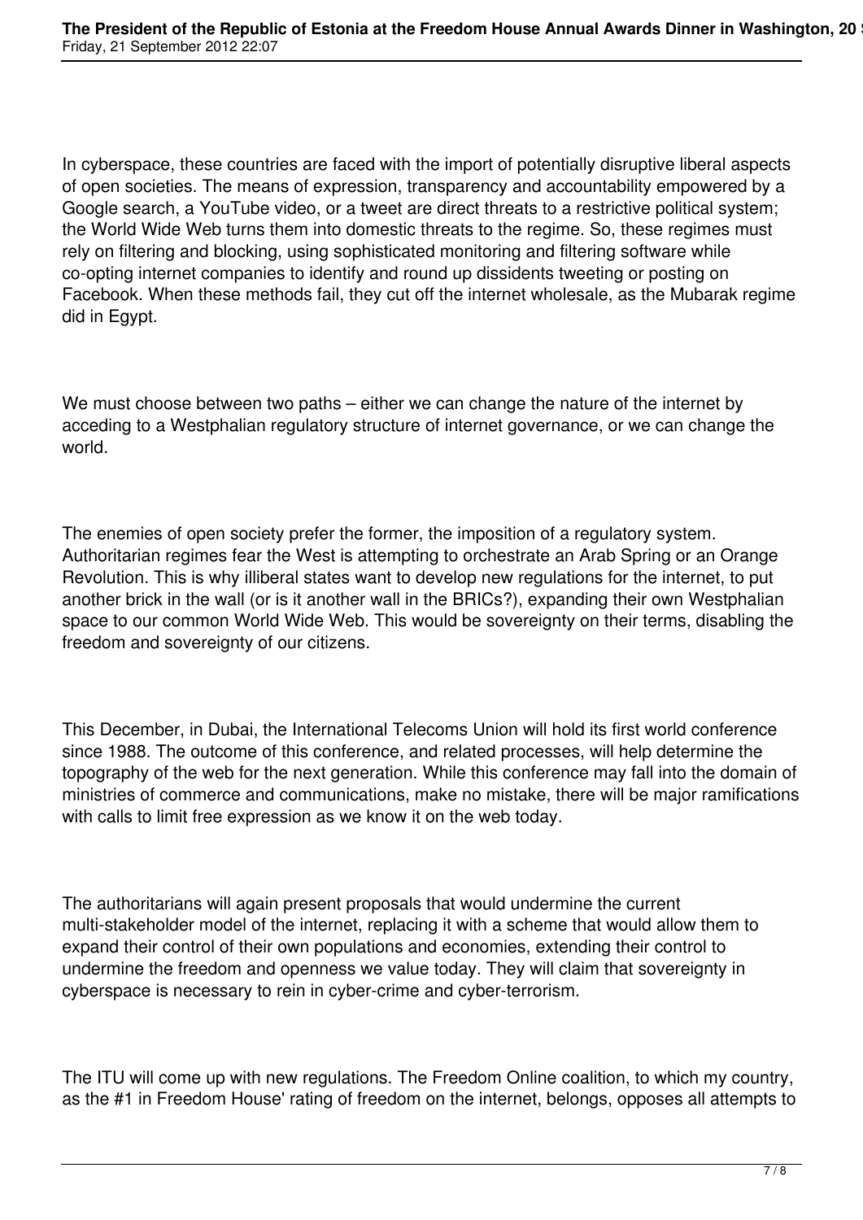In cyberspace, these countries are faced with the import of potentially disruptive liberal aspects of open societies. The means of expression, transparency and accountability empowered by a Google search, a YouTube video, or a tweet are direct threats to a restrictive political system; the World Wide Web turns them into domestic threats to the regime. So, these regimes must rely on filtering and blocking, using sophisticated monitoring and filtering software while co-opting internet companies to identify and round up dissidents tweeting or posting on Facebook. When these methods fail, they cut off the internet wholesale, as the Mubarak regime did in Egypt.

We must choose between two paths – either we can change the nature of the internet by acceding to a Westphalian regulatory structure of internet governance, or we can change the world.

The enemies of open society prefer the former, the imposition of a regulatory system. Authoritarian regimes fear the West is attempting to orchestrate an Arab Spring or an Orange Revolution. This is why illiberal states want to develop new regulations for the internet, to put another brick in the wall (or is it another wall in the BRICs?), expanding their own Westphalian space to our common World Wide Web. This would be sovereignty on their terms, disabling the freedom and sovereignty of our citizens.

This December, in Dubai, the International Telecoms Union will hold its first world conference since 1988. The outcome of this conference, and related processes, will help determine the topography of the web for the next generation. While this conference may fall into the domain of ministries of commerce and communications, make no mistake, there will be major ramifications with calls to limit free expression as we know it on the web today.

The authoritarians will again present proposals that would undermine the current multi-stakeholder model of the internet, replacing it with a scheme that would allow them to expand their control of their own populations and economies, extending their control to undermine the freedom and openness we value today. They will claim that sovereignty in cyberspace is necessary to rein in cyber-crime and cyber-terrorism.

The ITU will come up with new regulations. The Freedom Online coalition, to which my country, as the #1 in Freedom House' rating of freedom on the internet, belongs, opposes all attempts to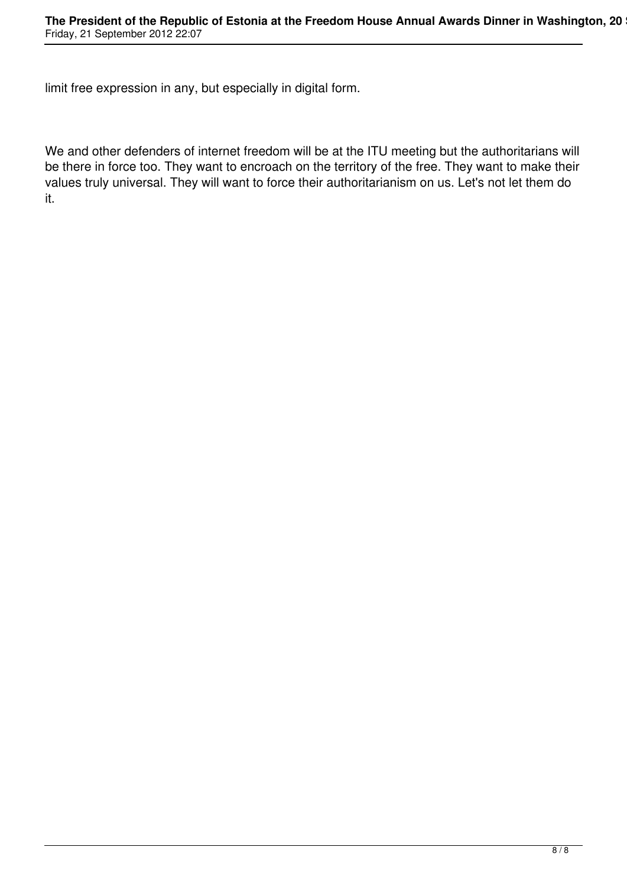limit free expression in any, but especially in digital form.

We and other defenders of internet freedom will be at the ITU meeting but the authoritarians will be there in force too. They want to encroach on the territory of the free. They want to make their values truly universal. They will want to force their authoritarianism on us. Let's not let them do it.